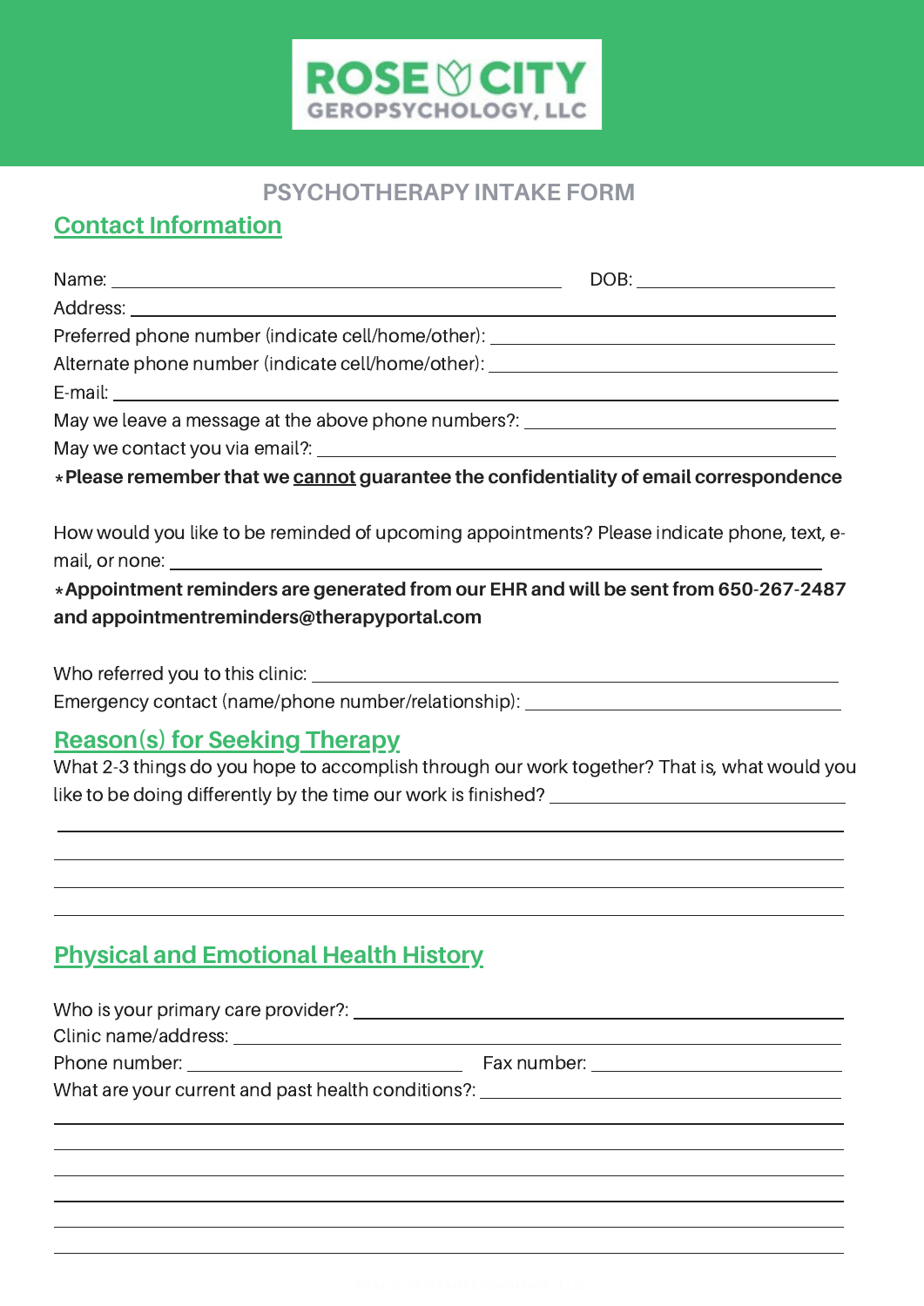# ROSE CITY GEROPSYCHOLOGY, LLC

## PSYCHOTHERAPY INTAKE FORM

### Contact Information

Name: ______________________________ DOB: ______________

Address: ______________________________

Preferred phone number (indicate cell/home/other): ______________________________

Alternate phone number (indicate cell/home/other): ______________________________

E-mail: ______________________________

May we leave a message at the above phone numbers?: ______________________________

May we contact you via email?: ______________________________

**⁎Please remember that we <u>cannot</u> guarantee the confidentiality of email correspondence**

How would you like to be reminded of upcoming appointments? Please indicate phone, text, e-mail, or none: ______________________________

**⁎Appointment reminders are generated from our EHR and will be sent from 650-267-2487 and appointmentreminders@therapyportal.com**

Who referred you to this clinic: ______________________________

Emergency contact (name/phone number/relationship): ______________________________

### Reason(s) for Seeking Therapy

What 2-3 things do you hope to accomplish through our work together? That is, what would you like to be doing differently by the time our work is finished? ______________________________

______________________________

______________________________

______________________________

______________________________

### Physical and Emotional Health History

Who is your primary care provider?: ______________________________

Clinic name/address: ______________________________

Phone number: ______________________ Fax number: ______________________

What are your current and past health conditions?: ______________________________

______________________________

______________________________

______________________________

______________________________

______________________________

______________________________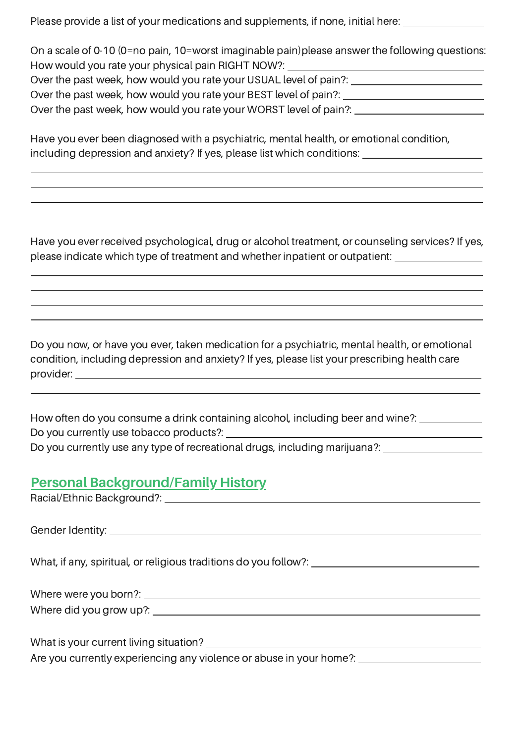Please provide a list of your medications and supplements, if none, initial here: ______________

On a scale of 0-10 (0=no pain, 10=worst imaginable pain) please answer the following questions:
How would you rate your physical pain RIGHT NOW?: ______________
Over the past week, how would you rate your USUAL level of pain?: ______________
Over the past week, how would you rate your BEST level of pain?: ______________
Over the past week, how would you rate your WORST level of pain?: ______________

Have you ever been diagnosed with a psychiatric, mental health, or emotional condition, including depression and anxiety? If yes, please list which conditions: ______________

______________________________________________

______________________________________________

______________________________________________

______________________________________________

Have you ever received psychological, drug or alcohol treatment, or counseling services? If yes, please indicate which type of treatment and whether inpatient or outpatient: ______________

______________________________________________

______________________________________________

______________________________________________

______________________________________________

Do you now, or have you ever, taken medication for a psychiatric, mental health, or emotional condition, including depression and anxiety? If yes, please list your prescribing health care provider: ______________

______________________________________________

How often do you consume a drink containing alcohol, including beer and wine?: ______________
Do you currently use tobacco products?: ______________
Do you currently use any type of recreational drugs, including marijuana?: ______________

## Personal Background/Family History

Racial/Ethnic Background?: ______________

Gender Identity: ______________

What, if any, spiritual, or religious traditions do you follow?: ______________

Where were you born?: ______________
Where did you grow up?: ______________

What is your current living situation? ______________
Are you currently experiencing any violence or abuse in your home?: ______________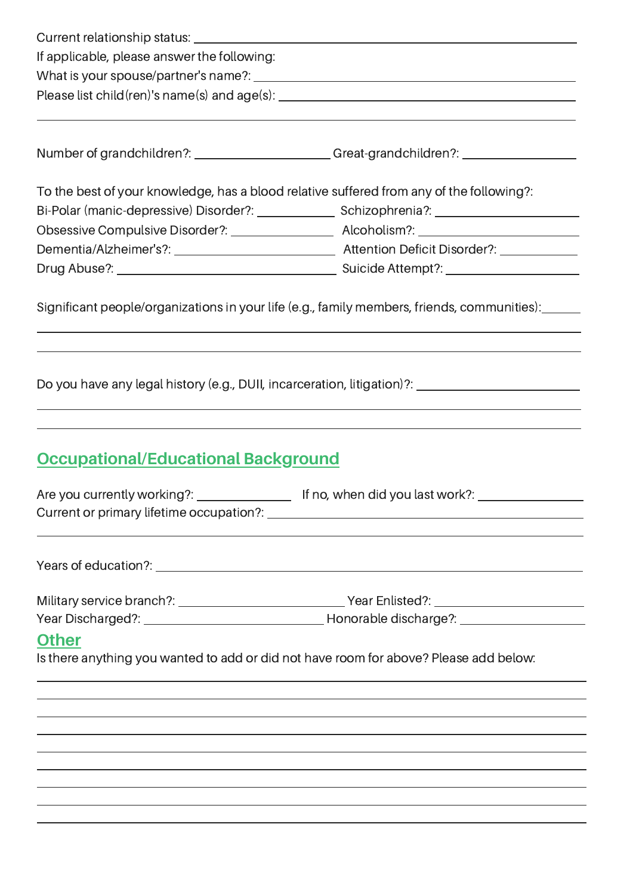Current relationship status: \_\_\_\_\_\_\_\_\_\_\_\_\_\_\_\_\_\_\_\_

If applicable, please answer the following:

What is your spouse/partner's name?: \_\_\_\_\_\_\_\_\_\_\_\_\_\_\_\_\_\_\_\_

Please list child(ren)'s name(s) and age(s): \_\_\_\_\_\_\_\_\_\_\_\_\_\_\_\_\_\_\_\_

\_\_\_\_\_\_\_\_\_\_\_\_\_\_\_\_\_\_\_\_\_\_\_\_\_\_\_\_\_\_\_\_\_\_\_\_\_\_\_\_

Number of grandchildren?: \_\_\_\_\_\_\_\_\_\_ Great-grandchildren?: \_\_\_\_\_\_\_\_\_\_

To the best of your knowledge, has a blood relative suffered from any of the following?:

Bi-Polar (manic-depressive) Disorder?: \_\_\_\_\_\_\_\_\_\_ Schizophrenia?: \_\_\_\_\_\_\_\_\_\_

Obsessive Compulsive Disorder?: \_\_\_\_\_\_\_\_\_\_ Alcoholism?: \_\_\_\_\_\_\_\_\_\_

Dementia/Alzheimer's?: \_\_\_\_\_\_\_\_\_\_ Attention Deficit Disorder?: \_\_\_\_\_\_\_\_\_\_

Drug Abuse?: \_\_\_\_\_\_\_\_\_\_ Suicide Attempt?: \_\_\_\_\_\_\_\_\_\_

Significant people/organizations in your life (e.g., family members, friends, communities): \_\_\_\_\_\_\_\_\_\_

\_\_\_\_\_\_\_\_\_\_\_\_\_\_\_\_\_\_\_\_\_\_\_\_\_\_\_\_\_\_\_\_\_\_\_\_\_\_\_\_

\_\_\_\_\_\_\_\_\_\_\_\_\_\_\_\_\_\_\_\_\_\_\_\_\_\_\_\_\_\_\_\_\_\_\_\_\_\_\_\_

Do you have any legal history (e.g., DUII, incarceration, litigation)?: \_\_\_\_\_\_\_\_\_\_

\_\_\_\_\_\_\_\_\_\_\_\_\_\_\_\_\_\_\_\_\_\_\_\_\_\_\_\_\_\_\_\_\_\_\_\_\_\_\_\_

\_\_\_\_\_\_\_\_\_\_\_\_\_\_\_\_\_\_\_\_\_\_\_\_\_\_\_\_\_\_\_\_\_\_\_\_\_\_\_\_

## Occupational/Educational Background

Are you currently working?: \_\_\_\_\_\_\_\_\_\_ If no, when did you last work?: \_\_\_\_\_\_\_\_\_\_

Current or primary lifetime occupation?: \_\_\_\_\_\_\_\_\_\_\_\_\_\_\_\_\_\_\_\_

\_\_\_\_\_\_\_\_\_\_\_\_\_\_\_\_\_\_\_\_\_\_\_\_\_\_\_\_\_\_\_\_\_\_\_\_\_\_\_\_

Years of education?: \_\_\_\_\_\_\_\_\_\_\_\_\_\_\_\_\_\_\_\_

Military service branch?: \_\_\_\_\_\_\_\_\_\_ Year Enlisted?: \_\_\_\_\_\_\_\_\_\_

Year Discharged?: \_\_\_\_\_\_\_\_\_\_ Honorable discharge?: \_\_\_\_\_\_\_\_\_\_

## Other

Is there anything you wanted to add or did not have room for above? Please add below:

\_\_\_\_\_\_\_\_\_\_\_\_\_\_\_\_\_\_\_\_\_\_\_\_\_\_\_\_\_\_\_\_\_\_\_\_\_\_\_\_

\_\_\_\_\_\_\_\_\_\_\_\_\_\_\_\_\_\_\_\_\_\_\_\_\_\_\_\_\_\_\_\_\_\_\_\_\_\_\_\_

\_\_\_\_\_\_\_\_\_\_\_\_\_\_\_\_\_\_\_\_\_\_\_\_\_\_\_\_\_\_\_\_\_\_\_\_\_\_\_\_

\_\_\_\_\_\_\_\_\_\_\_\_\_\_\_\_\_\_\_\_\_\_\_\_\_\_\_\_\_\_\_\_\_\_\_\_\_\_\_\_

\_\_\_\_\_\_\_\_\_\_\_\_\_\_\_\_\_\_\_\_\_\_\_\_\_\_\_\_\_\_\_\_\_\_\_\_\_\_\_\_

\_\_\_\_\_\_\_\_\_\_\_\_\_\_\_\_\_\_\_\_\_\_\_\_\_\_\_\_\_\_\_\_\_\_\_\_\_\_\_\_

\_\_\_\_\_\_\_\_\_\_\_\_\_\_\_\_\_\_\_\_\_\_\_\_\_\_\_\_\_\_\_\_\_\_\_\_\_\_\_\_

\_\_\_\_\_\_\_\_\_\_\_\_\_\_\_\_\_\_\_\_\_\_\_\_\_\_\_\_\_\_\_\_\_\_\_\_\_\_\_\_

\_\_\_\_\_\_\_\_\_\_\_\_\_\_\_\_\_\_\_\_\_\_\_\_\_\_\_\_\_\_\_\_\_\_\_\_\_\_\_\_